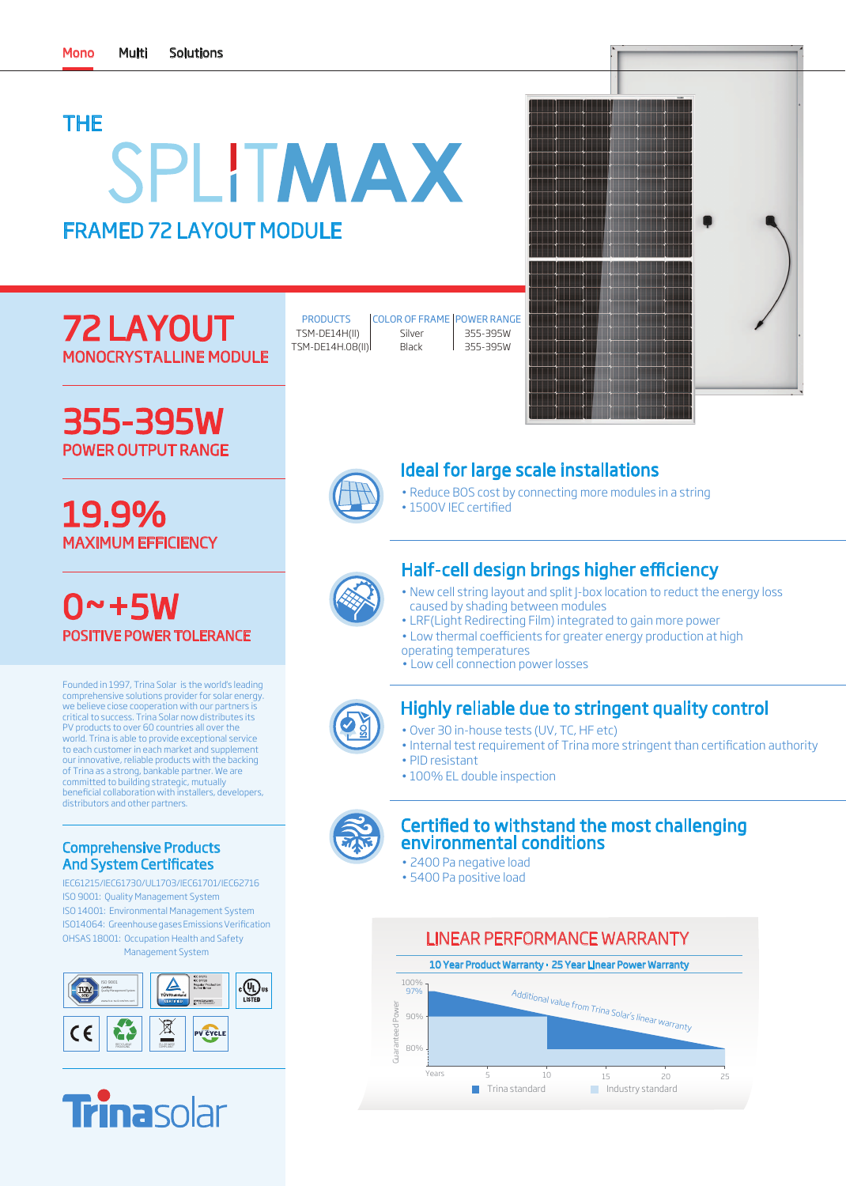Mono Multi Solutions

# THE SPLITMAX

## FRAMED 72 LAYOUT MODULE

## 72 LAYOUT

MONOCRYSTALLINE MODULE

| PRODUCTS | COLOR OF FRAME | POWER RANGE |
|---|---|---|
| TSM-DE14H(II) | Silver | 355-395W |
| TSM-DE14H.08(II) | Black | 355-395W |

## 355-395W

POWER OUTPUT RANGE

## 19.9%

MAXIMUM EFFICIENCY

## 0~+5W

POSITIVE POWER TOLERANCE

Founded in 1997, Trina Solar is the world's leading comprehensive solutions provider for solar energy. we believe close cooperation with our partners is critical to success. Trina Solar now distributes its PV products to over 60 countries all over the world. Trina is able to provide exceptional service to each customer in each market and supplement our innovative, reliable products with the backing of Trina as a strong, bankable partner. We are committed to building strategic, mutually beneficial collaboration with installers, developers, distributors and other partners.

### Comprehensive Products And System Certificates

IEC61215/IEC61730/UL1703/IEC61701/IEC62716
ISO 9001: Quality Management System
ISO 14001: Environmental Management System
ISO14064: Greenhouse gases Emissions Verification
OHSAS 18001: Occupation Health and Safety Management System

Trinasolar

### Ideal for large scale installations

- Reduce BOS cost by connecting more modules in a string
- 1500V IEC certified

### Half-cell design brings higher efficiency

- New cell string layout and split J-box location to reduct the energy loss caused by shading between modules
- LRF(Light Redirecting Film) integrated to gain more power
- Low thermal coefficients for greater energy production at high operating temperatures
- Low cell connection power losses

### Highly reliable due to stringent quality control

- Over 30 in-house tests (UV, TC, HF etc)
- Internal test requirement of Trina more stringent than certification authority
- PID resistant
- 100% EL double inspection

### Certified to withstand the most challenging environmental conditions

- 2400 Pa negative load
- 5400 Pa positive load

### LINEAR PERFORMANCE WARRANTY

10 Year Product Warranty · 25 Year Linear Power Warranty

Guaranteed Power: 100%, 97%, 90%, 80%

Years: 5, 10, 15, 20, 25

Additional value from Trina Solar's linear warranty

Trina standard | Industry standard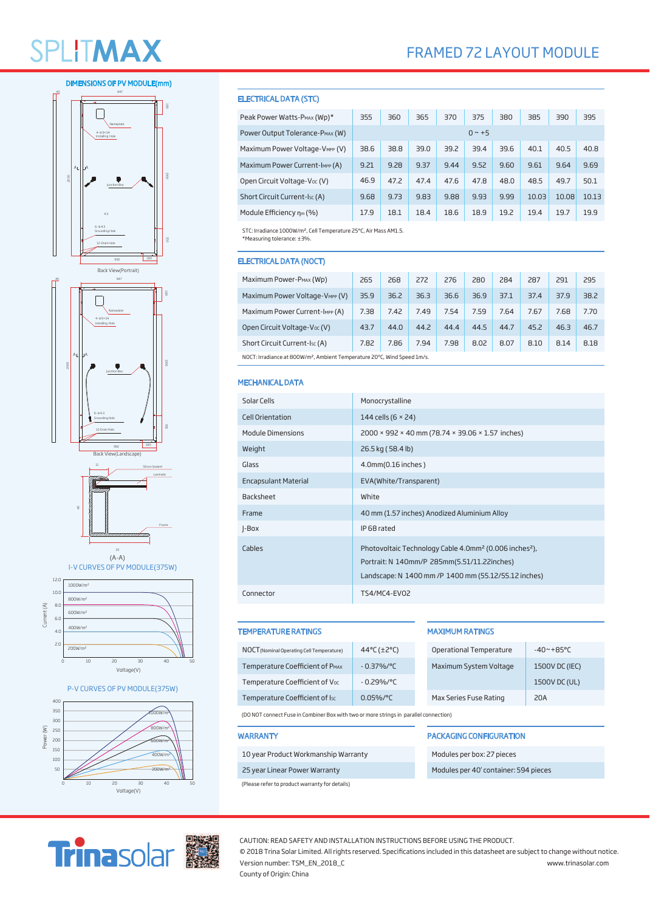# SPLITMAX

## FRAMED 72 LAYOUT MODULE

### DIMENSIONS OF PV MODULE(mm)

947
40
180
Nameplate
4-φ9×14 Installing Hole
A A
2000
1300
Junction Box
4.3
6-φ4.3 Grounding Hole
12-Drain Hole
350
992
180
Back View(Portrait)

947
40
180
Nameplate
4-φ9×14 Installing Hole
A A
2000
1300
Junction Box
6-φ4.3 Grounding Hole
12-Drain Hole
350
992
180
Back View(Landscape)

11
Silicon Sealant
Laminate
40
Frame
35
(A-A)

### I-V CURVES OF PV MODULE(375W)

Current (A)
12.0
10.0
8.0
6.0
4.0
2.0
0 10 20 30 40 50
Voltage(V)
1000W/m²
800W/m²
600W/m²
400W/m²
200W/m²

### P-V CURVES OF PV MODULE(375W)

Power (W)
400
350
300
250
200
150
100
50
0 10 20 30 40 50
Voltage(V)
1000W/m²
800W/m²
600W/m²
400W/m²
200W/m²

### ELECTRICAL DATA (STC)

| | | | | | | | | | |
|---|---|---|---|---|---|---|---|---|---|
| Peak Power Watts-$P_{MAX}$ (Wp)* | 355 | 360 | 365 | 370 | 375 | 380 | 385 | 390 | 395 |
| Power Output Tolerance-$P_{MAX}$ (W) | 0 ~ +5 | | | | | | | | |
| Maximum Power Voltage-$V_{MPP}$ (V) | 38.6 | 38.8 | 39.0 | 39.2 | 39.4 | 39.6 | 40.1 | 40.5 | 40.8 |
| Maximum Power Current-$I_{MPP}$ (A) | 9.21 | 9.28 | 9.37 | 9.44 | 9.52 | 9.60 | 9.61 | 9.64 | 9.69 |
| Open Circuit Voltage-$V_{OC}$ (V) | 46.9 | 47.2 | 47.4 | 47.6 | 47.8 | 48.0 | 48.5 | 49.7 | 50.1 |
| Short Circuit Current-$I_{SC}$ (A) | 9.68 | 9.73 | 9.83 | 9.88 | 9.93 | 9.99 | 10.03 | 10.08 | 10.13 |
| Module Efficiency $\eta_m$ (%) | 17.9 | 18.1 | 18.4 | 18.6 | 18.9 | 19.2 | 19.4 | 19.7 | 19.9 |

STC: Irradiance 1000W/m², Cell Temperature 25°C, Air Mass AM1.5.
*Measuring tolerance: ±3%.

### ELECTRICAL DATA (NOCT)

| | | | | | | | | | |
|---|---|---|---|---|---|---|---|---|---|
| Maximum Power-$P_{MAX}$ (Wp) | 265 | 268 | 272 | 276 | 280 | 284 | 287 | 291 | 295 |
| Maximum Power Voltage-$V_{MPP}$ (V) | 35.9 | 36.2 | 36.3 | 36.6 | 36.9 | 37.1 | 37.4 | 37.9 | 38.2 |
| Maximum Power Current-$I_{MPP}$ (A) | 7.38 | 7.42 | 7.49 | 7.54 | 7.59 | 7.64 | 7.67 | 7.68 | 7.70 |
| Open Circuit Voltage-$V_{OC}$ (V) | 43.7 | 44.0 | 44.2 | 44.4 | 44.5 | 44.7 | 45.2 | 46.3 | 46.7 |
| Short Circuit Current-$I_{SC}$ (A) | 7.82 | 7.86 | 7.94 | 7.98 | 8.02 | 8.07 | 8.10 | 8.14 | 8.18 |

NOCT: Irradiance at 800W/m², Ambient Temperature 20°C, Wind Speed 1m/s.

### MECHANICAL DATA

| | |
|---|---|
| Solar Cells | Monocrystalline |
| Cell Orientation | 144 cells (6 × 24) |
| Module Dimensions | 2000 × 992 × 40 mm (78.74 × 39.06 × 1.57 inches) |
| Weight | 26.5 kg (58.4 lb) |
| Glass | 4.0mm(0.16 inches) |
| Encapsulant Material | EVA(White/Transparent) |
| Backsheet | White |
| Frame | 40 mm (1.57 inches) Anodized Aluminium Alloy |
| J-Box | IP 68 rated |
| Cables | Photovoltaic Technology Cable 4.0mm² (0.006 inches²), Portrait: N 140mm/P 285mm(5.51/11.22inches) Landscape: N 1400 mm /P 1400 mm (55.12/55.12 inches) |
| Connector | TS4/MC4-EVO2 |

### TEMPERATURE RATINGS

| | |
|---|---|
| NOCT (Nominal Operating Cell Temperature) | 44°C (±2°C) |
| Temperature Coefficient of $P_{MAX}$ | - 0.37%/°C |
| Temperature Coefficient of $V_{OC}$ | - 0.29%/°C |
| Temperature Coefficient of $I_{SC}$ | 0.05%/°C |

### MAXIMUM RATINGS

| | |
|---|---|
| Operational Temperature | -40~+85°C |
| Maximum System Voltage | 1500V DC (IEC) |
| | 1500V DC (UL) |
| Max Series Fuse Rating | 20A |

(DO NOT connect Fuse in Combiner Box with two or more strings in parallel connection)

### WARRANTY

10 year Product Workmanship Warranty

25 year Linear Power Warranty

(Please refer to product warranty for details)

### PACKAGING CONFIGURATION

Modules per box: 27 pieces

Modules per 40' container: 594 pieces

Trinasolar

CAUTION: READ SAFETY AND INSTALLATION INSTRUCTIONS BEFORE USING THE PRODUCT.
© 2018 Trina Solar Limited. All rights reserved. Specifications included in this datasheet are subject to change without notice.
Version number: TSM_EN_2018_C
www.trinasolar.com
County of Origin: China